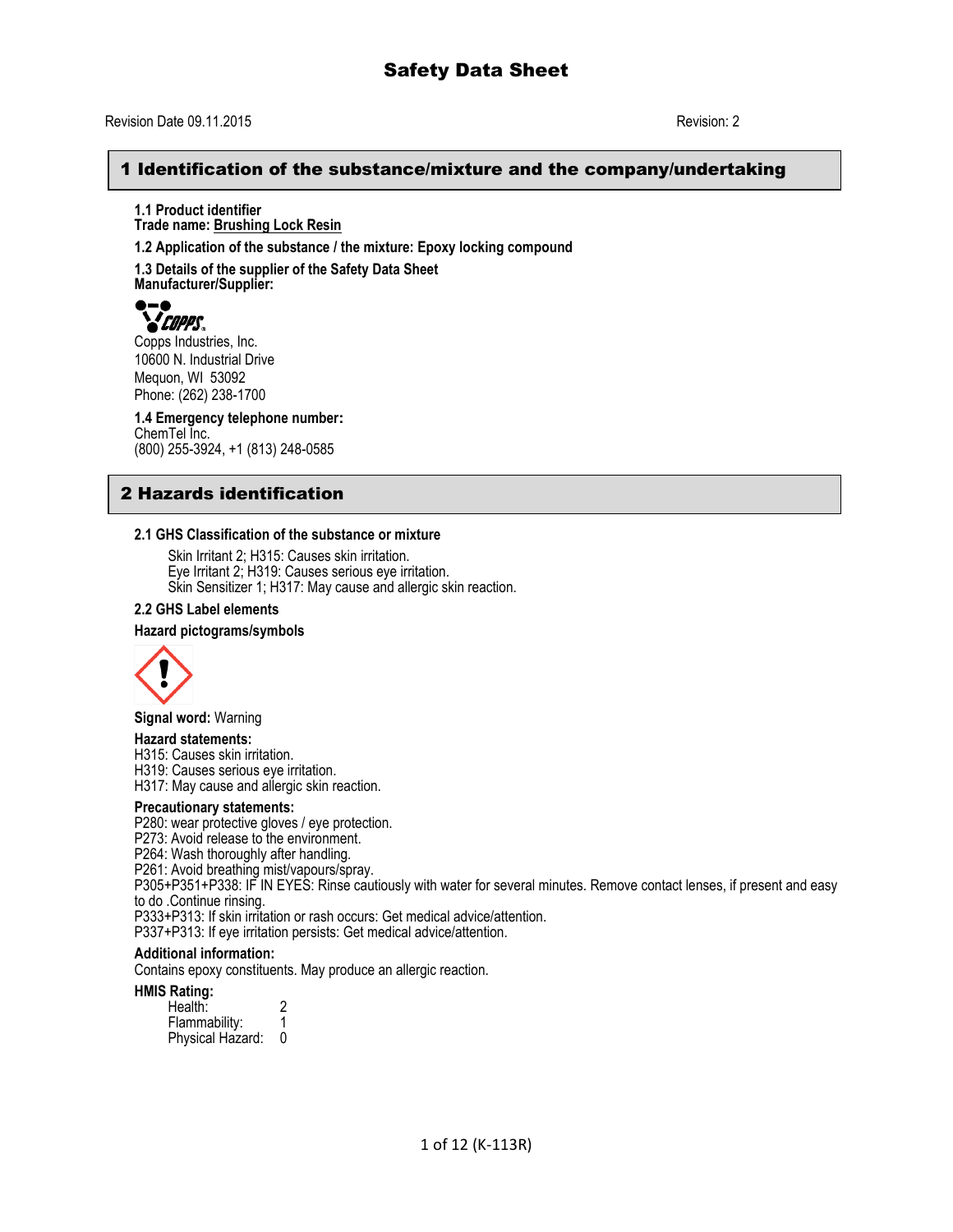# Safety Data Sheet

Revision Date 09.11.2015 Revision: 2

## 1 Identification of the substance/mixture and the company/undertaking

**1.1 Product identifier**
**Trade name: Brushing Lock Resin**

**1.2 Application of the substance / the mixture: Epoxy locking compound**

**1.3 Details of the supplier of the Safety Data Sheet**
**Manufacturer/Supplier:**

Copps Industries, Inc.
10600 N. Industrial Drive
Mequon, WI 53092
Phone: (262) 238-1700

**1.4 Emergency telephone number:**
ChemTel Inc.
(800) 255-3924, +1 (813) 248-0585

## 2 Hazards identification

**2.1 GHS Classification of the substance or mixture**

Skin Irritant 2; H315: Causes skin irritation.
Eye Irritant 2; H319: Causes serious eye irritation.
Skin Sensitizer 1; H317: May cause and allergic skin reaction.

**2.2 GHS Label elements**

**Hazard pictograms/symbols**

**Signal word:** Warning

**Hazard statements:**
H315: Causes skin irritation.
H319: Causes serious eye irritation.
H317: May cause and allergic skin reaction.

**Precautionary statements:**
P280: wear protective gloves / eye protection.
P273: Avoid release to the environment.
P264: Wash thoroughly after handling.
P261: Avoid breathing mist/vapours/spray.
P305+P351+P338: IF IN EYES: Rinse cautiously with water for several minutes. Remove contact lenses, if present and easy to do .Continue rinsing.
P333+P313: If skin irritation or rash occurs: Get medical advice/attention.
P337+P313: If eye irritation persists: Get medical advice/attention.

**Additional information:**
Contains epoxy constituents. May produce an allergic reaction.

**HMIS Rating:**

| | |
|---|---|
| Health: | 2 |
| Flammability: | 1 |
| Physical Hazard: | 0 |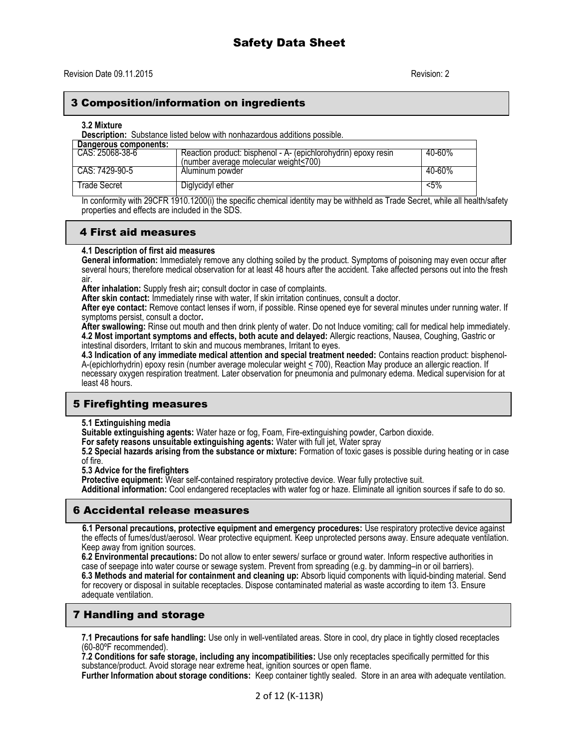# Safety Data Sheet

Revision Date 09.11.2015 Revision: 2

## 3 Composition/information on ingredients

**3.2 Mixture**

**Description:** Substance listed below with nonhazardous additions possible.

| Dangerous components: | | |
|---|---|---|
| CAS: 25068-38-6 | Reaction product: bisphenol - A- (epichlorohydrin) epoxy resin (number average molecular weight<700) | 40-60% |
| CAS: 7429-90-5 | Aluminum powder | 40-60% |
| Trade Secret | Diglycidyl ether | <5% |

In conformity with 29CFR 1910.1200(i) the specific chemical identity may be withheld as Trade Secret, while all health/safety properties and effects are included in the SDS.

## 4 First aid measures

**4.1 Description of first aid measures**

**General information:** Immediately remove any clothing soiled by the product. Symptoms of poisoning may even occur after several hours; therefore medical observation for at least 48 hours after the accident. Take affected persons out into the fresh air.

**After inhalation:** Supply fresh air**;** consult doctor in case of complaints.

**After skin contact:** Immediately rinse with water, If skin irritation continues, consult a doctor.

**After eye contact:** Remove contact lenses if worn, if possible. Rinse opened eye for several minutes under running water. If symptoms persist, consult a doctor**.**

**After swallowing:** Rinse out mouth and then drink plenty of water. Do not Induce vomiting; call for medical help immediately.

**4.2 Most important symptoms and effects, both acute and delayed:** Allergic reactions, Nausea, Coughing, Gastric or intestinal disorders, Irritant to skin and mucous membranes, Irritant to eyes.

**4.3 Indication of any immediate medical attention and special treatment needed:** Contains reaction product: bisphenol-A-(epichlorhydrin) epoxy resin (number average molecular weight ≤ 700), Reaction May produce an allergic reaction. If necessary oxygen respiration treatment. Later observation for pneumonia and pulmonary edema. Medical supervision for at least 48 hours.

## 5 Firefighting measures

**5.1 Extinguishing media**

**Suitable extinguishing agents:** Water haze or fog, Foam, Fire-extinguishing powder, Carbon dioxide.

**For safety reasons unsuitable extinguishing agents:** Water with full jet, Water spray

**5.2 Special hazards arising from the substance or mixture:** Formation of toxic gases is possible during heating or in case of fire.

**5.3 Advice for the firefighters**

**Protective equipment:** Wear self-contained respiratory protective device. Wear fully protective suit.

**Additional information:** Cool endangered receptacles with water fog or haze. Eliminate all ignition sources if safe to do so.

## 6 Accidental release measures

**6.1 Personal precautions, protective equipment and emergency procedures:** Use respiratory protective device against the effects of fumes/dust/aerosol. Wear protective equipment. Keep unprotected persons away. Ensure adequate ventilation. Keep away from ignition sources.

**6.2 Environmental precautions:** Do not allow to enter sewers/ surface or ground water. Inform respective authorities in case of seepage into water course or sewage system. Prevent from spreading (e.g. by damming–in or oil barriers).

**6.3 Methods and material for containment and cleaning up:** Absorb liquid components with liquid-binding material. Send for recovery or disposal in suitable receptacles. Dispose contaminated material as waste according to item 13. Ensure adequate ventilation.

## 7 Handling and storage

**7.1 Precautions for safe handling:** Use only in well-ventilated areas. Store in cool, dry place in tightly closed receptacles (60-80ºF recommended).

**7.2 Conditions for safe storage, including any incompatibilities:** Use only receptacles specifically permitted for this substance/product. Avoid storage near extreme heat, ignition sources or open flame.

**Further Information about storage conditions:** Keep container tightly sealed. Store in an area with adequate ventilation.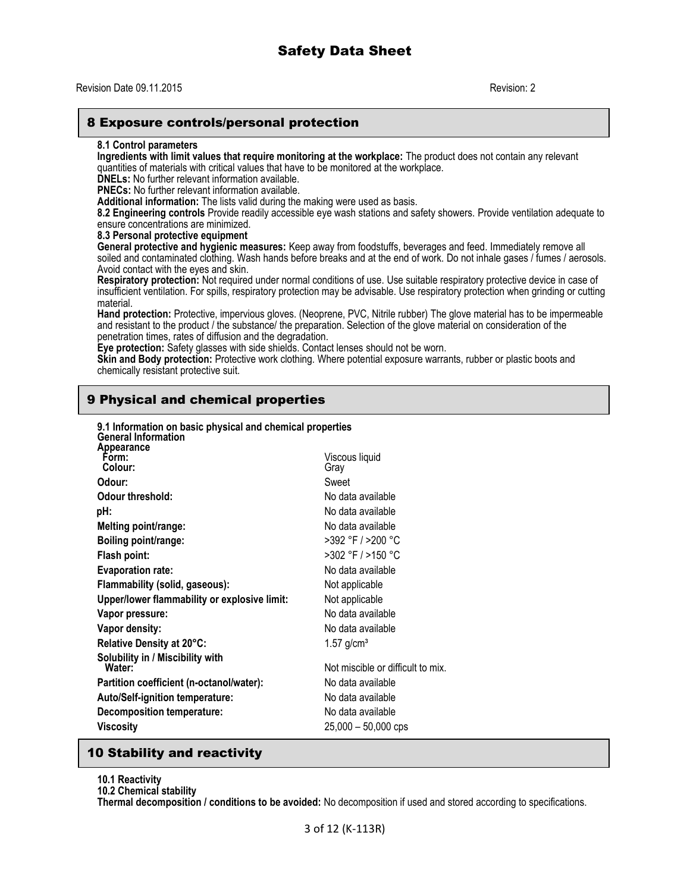## 8 Exposure controls/personal protection

**8.1 Control parameters**

**Ingredients with limit values that require monitoring at the workplace:** The product does not contain any relevant quantities of materials with critical values that have to be monitored at the workplace.

**DNELs:** No further relevant information available.

**PNECs:** No further relevant information available.

**Additional information:** The lists valid during the making were used as basis.

**8.2 Engineering controls** Provide readily accessible eye wash stations and safety showers. Provide ventilation adequate to ensure concentrations are minimized.

**8.3 Personal protective equipment**

**General protective and hygienic measures:** Keep away from foodstuffs, beverages and feed. Immediately remove all soiled and contaminated clothing. Wash hands before breaks and at the end of work. Do not inhale gases / fumes / aerosols. Avoid contact with the eyes and skin.

**Respiratory protection:** Not required under normal conditions of use. Use suitable respiratory protective device in case of insufficient ventilation. For spills, respiratory protection may be advisable. Use respiratory protection when grinding or cutting material.

**Hand protection:** Protective, impervious gloves. (Neoprene, PVC, Nitrile rubber) The glove material has to be impermeable and resistant to the product / the substance/ the preparation. Selection of the glove material on consideration of the penetration times, rates of diffusion and the degradation.

**Eye protection:** Safety glasses with side shields. Contact lenses should not be worn.

**Skin and Body protection:** Protective work clothing. Where potential exposure warrants, rubber or plastic boots and chemically resistant protective suit.

## 9 Physical and chemical properties

**9.1 Information on basic physical and chemical properties**

**General Information**

**Appearance**

| Property | Value |
|---|---|
| **Form:** | Viscous liquid |
| **Colour:** | Gray |
| **Odour:** | Sweet |
| **Odour threshold:** | No data available |
| **pH:** | No data available |
| **Melting point/range:** | No data available |
| **Boiling point/range:** | >392 °F / >200 °C |
| **Flash point:** | >302 °F / >150 °C |
| **Evaporation rate:** | No data available |
| **Flammability (solid, gaseous):** | Not applicable |
| **Upper/lower flammability or explosive limit:** | Not applicable |
| **Vapor pressure:** | No data available |
| **Vapor density:** | No data available |
| **Relative Density at 20°C:** | 1.57 g/cm³ |
| **Solubility in / Miscibility with Water:** | Not miscible or difficult to mix. |
| **Partition coefficient (n-octanol/water):** | No data available |
| **Auto/Self-ignition temperature:** | No data available |
| **Decomposition temperature:** | No data available |
| **Viscosity** | 25,000 – 50,000 cps |

## 10 Stability and reactivity

**10.1 Reactivity**

**10.2 Chemical stability**

**Thermal decomposition / conditions to be avoided:** No decomposition if used and stored according to specifications.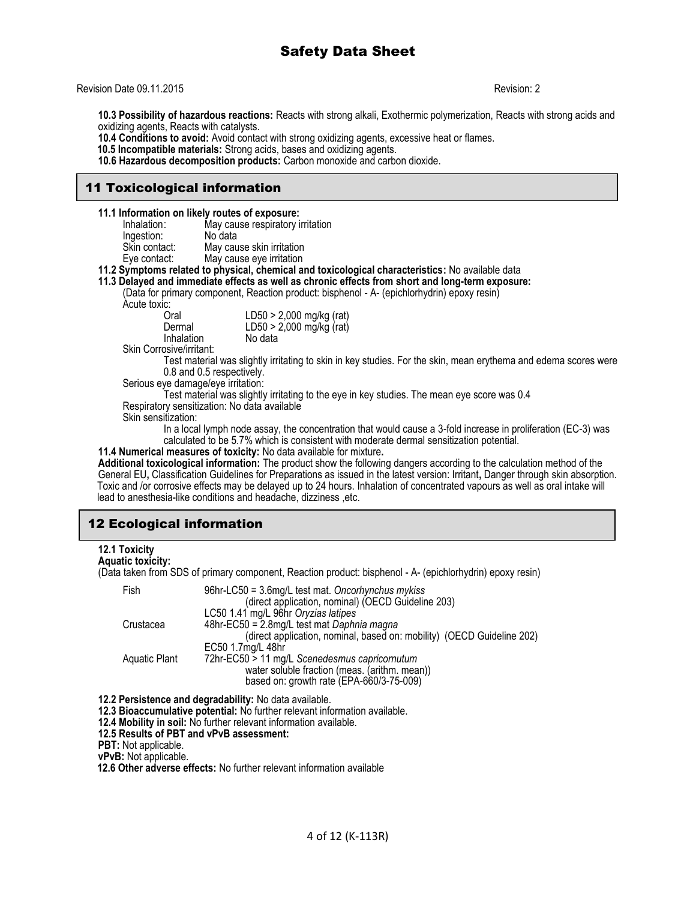**10.3 Possibility of hazardous reactions:** Reacts with strong alkali, Exothermic polymerization, Reacts with strong acids and oxidizing agents, Reacts with catalysts.

**10.4 Conditions to avoid:** Avoid contact with strong oxidizing agents, excessive heat or flames.

**10.5 Incompatible materials:** Strong acids, bases and oxidizing agents.

**10.6 Hazardous decomposition products:** Carbon monoxide and carbon dioxide.

## 11 Toxicological information

**11.1 Information on likely routes of exposure:**

| | |
|---|---|
| Inhalation: | May cause respiratory irritation |
| Ingestion: | No data |
| Skin contact: | May cause skin irritation |
| Eye contact: | May cause eye irritation |

**11.2 Symptoms related to physical, chemical and toxicological characteristics:** No available data

**11.3 Delayed and immediate effects as well as chronic effects from short and long-term exposure:**

(Data for primary component, Reaction product: bisphenol - A- (epichlorhydrin) epoxy resin)

Acute toxic:

| | |
|---|---|
| Oral | LD50 > 2,000 mg/kg (rat) |
| Dermal | LD50 > 2,000 mg/kg (rat) |
| Inhalation | No data |

Skin Corrosive/irritant:

Test material was slightly irritating to skin in key studies. For the skin, mean erythema and edema scores were 0.8 and 0.5 respectively.

Serious eye damage/eye irritation:

Test material was slightly irritating to the eye in key studies. The mean eye score was 0.4

Respiratory sensitization: No data available

Skin sensitization:

In a local lymph node assay, the concentration that would cause a 3-fold increase in proliferation (EC-3) was calculated to be 5.7% which is consistent with moderate dermal sensitization potential.

**11.4 Numerical measures of toxicity:** No data available for mixture**.**

**Additional toxicological information:** The product show the following dangers according to the calculation method of the General EU**,** Classification Guidelines for Preparations as issued in the latest version: Irritant**,** Danger through skin absorption. Toxic and /or corrosive effects may be delayed up to 24 hours. Inhalation of concentrated vapours as well as oral intake will lead to anesthesia-like conditions and headache, dizziness ,etc.

## 12 Ecological information

**12.1 Toxicity**

**Aquatic toxicity:**

(Data taken from SDS of primary component, Reaction product: bisphenol - A- (epichlorhydrin) epoxy resin)

| | |
|---|---|
| Fish | 96hr-LC50 = 3.6mg/L test mat. *Oncorhynchus mykiss* (direct application, nominal) (OECD Guideline 203) |
| | LC50 1.41 mg/L 96hr *Oryzias latipes* |
| Crustacea | 48hr-EC50 = 2.8mg/L test mat *Daphnia magna* (direct application, nominal, based on: mobility) (OECD Guideline 202) |
| | EC50 1.7mg/L 48hr |
| Aquatic Plant | 72hr-EC50 > 11 mg/L *Scenedesmus capricornutum* water soluble fraction (meas. (arithm. mean)) based on: growth rate (EPA-660/3-75-009) |

**12.2 Persistence and degradability:** No data available.

**12.3 Bioaccumulative potential:** No further relevant information available.

**12.4 Mobility in soil:** No further relevant information available.

**12.5 Results of PBT and vPvB assessment:**

**PBT:** Not applicable.

**vPvB:** Not applicable.

**12.6 Other adverse effects:** No further relevant information available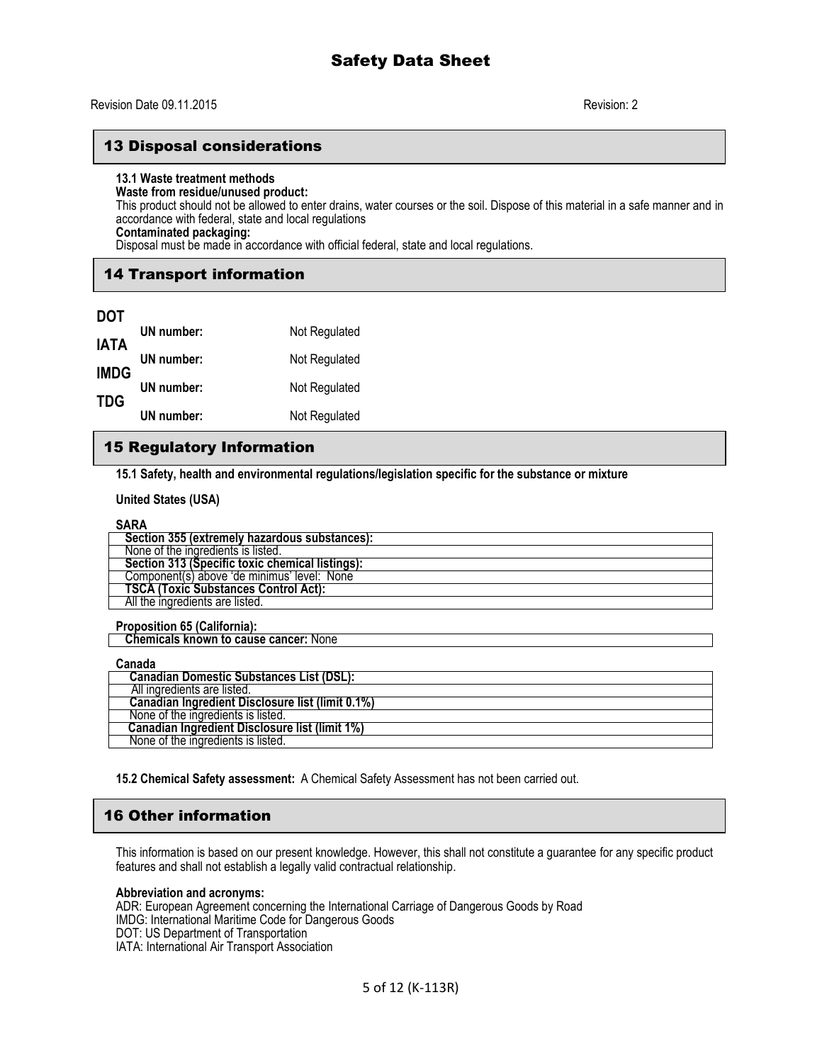# Safety Data Sheet

Revision Date 09.11.2015 Revision: 2

## 13 Disposal considerations

**13.1 Waste treatment methods**

**Waste from residue/unused product:**

This product should not be allowed to enter drains, water courses or the soil. Dispose of this material in a safe manner and in accordance with federal, state and local regulations

**Contaminated packaging:**

Disposal must be made in accordance with official federal, state and local regulations.

## 14 Transport information

**DOT**

**UN number:** Not Regulated

**IATA**

**UN number:** Not Regulated

**IMDG**

**UN number:** Not Regulated

**TDG**

**UN number:** Not Regulated

## 15 Regulatory Information

**15.1 Safety, health and environmental regulations/legislation specific for the substance or mixture**

**United States (USA)**

**SARA**

| **Section 355 (extremely hazardous substances):** |
|---|
| None of the ingredients is listed. |
| **Section 313 (Specific toxic chemical listings):** |
| Component(s) above 'de minimus' level: None |
| **TSCA (Toxic Substances Control Act):** |
| All the ingredients are listed. |

**Proposition 65 (California):**

| **Chemicals known to cause cancer:** None |
|---|

**Canada**

| **Canadian Domestic Substances List (DSL):** |
|---|
| All ingredients are listed. |
| **Canadian Ingredient Disclosure list (limit 0.1%)** |
| None of the ingredients is listed. |
| **Canadian Ingredient Disclosure list (limit 1%)** |
| None of the ingredients is listed. |

**15.2 Chemical Safety assessment:** A Chemical Safety Assessment has not been carried out.

## 16 Other information

This information is based on our present knowledge. However, this shall not constitute a guarantee for any specific product features and shall not establish a legally valid contractual relationship.

**Abbreviation and acronyms:**

ADR: European Agreement concerning the International Carriage of Dangerous Goods by Road
IMDG: International Maritime Code for Dangerous Goods
DOT: US Department of Transportation
IATA: International Air Transport Association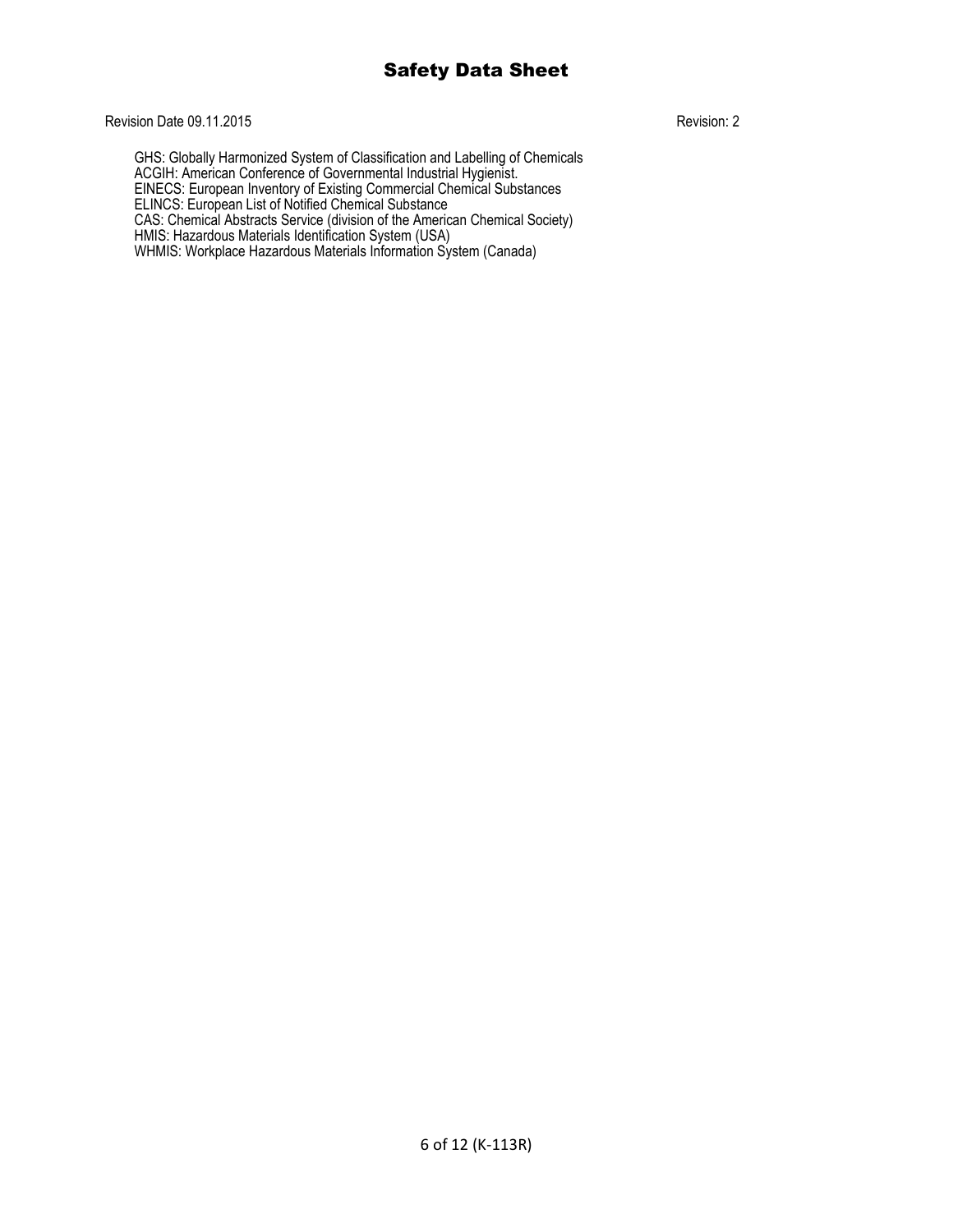GHS: Globally Harmonized System of Classification and Labelling of Chemicals
ACGIH: American Conference of Governmental Industrial Hygienist.
EINECS: European Inventory of Existing Commercial Chemical Substances
ELINCS: European List of Notified Chemical Substance
CAS: Chemical Abstracts Service (division of the American Chemical Society)
HMIS: Hazardous Materials Identification System (USA)
WHMIS: Workplace Hazardous Materials Information System (Canada)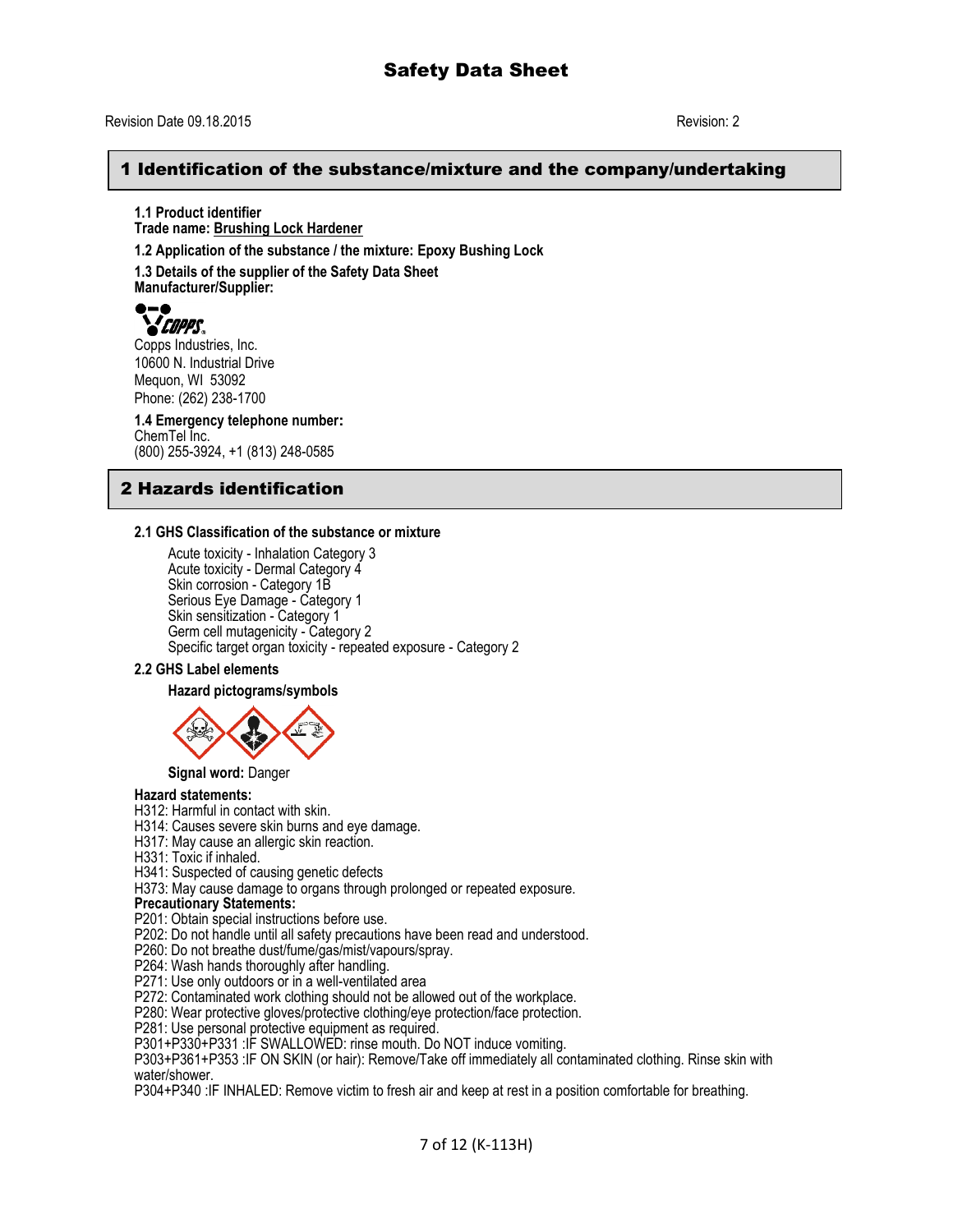# Safety Data Sheet

Revision Date 09.18.2015 Revision: 2

## 1 Identification of the substance/mixture and the company/undertaking

**1.1 Product identifier**
**Trade name: Brushing Lock Hardener**

**1.2 Application of the substance / the mixture: Epoxy Bushing Lock**

**1.3 Details of the supplier of the Safety Data Sheet**
**Manufacturer/Supplier:**

Copps Industries, Inc.
10600 N. Industrial Drive
Mequon, WI 53092
Phone: (262) 238-1700

**1.4 Emergency telephone number:**
ChemTel Inc.
(800) 255-3924, +1 (813) 248-0585

## 2 Hazards identification

**2.1 GHS Classification of the substance or mixture**

Acute toxicity - Inhalation Category 3
Acute toxicity - Dermal Category 4
Skin corrosion - Category 1B
Serious Eye Damage - Category 1
Skin sensitization - Category 1
Germ cell mutagenicity - Category 2
Specific target organ toxicity - repeated exposure - Category 2

**2.2 GHS Label elements**

**Hazard pictograms/symbols**

**Signal word:** Danger

**Hazard statements:**
H312: Harmful in contact with skin.
H314: Causes severe skin burns and eye damage.
H317: May cause an allergic skin reaction.
H331: Toxic if inhaled.
H341: Suspected of causing genetic defects
H373: May cause damage to organs through prolonged or repeated exposure.

**Precautionary Statements:**
P201: Obtain special instructions before use.
P202: Do not handle until all safety precautions have been read and understood.
P260: Do not breathe dust/fume/gas/mist/vapours/spray.
P264: Wash hands thoroughly after handling.
P271: Use only outdoors or in a well-ventilated area
P272: Contaminated work clothing should not be allowed out of the workplace.
P280: Wear protective gloves/protective clothing/eye protection/face protection.
P281: Use personal protective equipment as required.
P301+P330+P331 :IF SWALLOWED: rinse mouth. Do NOT induce vomiting.
P303+P361+P353 :IF ON SKIN (or hair): Remove/Take off immediately all contaminated clothing. Rinse skin with water/shower.
P304+P340 :IF INHALED: Remove victim to fresh air and keep at rest in a position comfortable for breathing.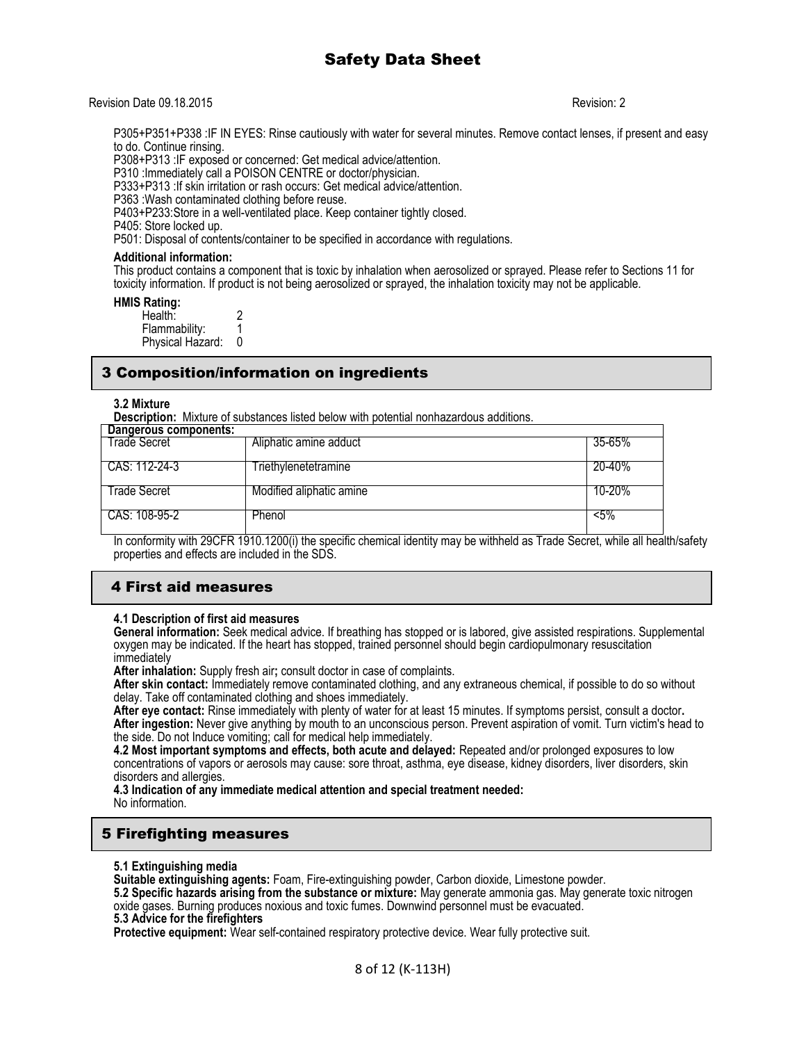P305+P351+P338 :IF IN EYES: Rinse cautiously with water for several minutes. Remove contact lenses, if present and easy to do. Continue rinsing.
P308+P313 :IF exposed or concerned: Get medical advice/attention.
P310 :Immediately call a POISON CENTRE or doctor/physician.
P333+P313 :If skin irritation or rash occurs: Get medical advice/attention.
P363 :Wash contaminated clothing before reuse.
P403+P233:Store in a well-ventilated place. Keep container tightly closed.
P405: Store locked up.
P501: Disposal of contents/container to be specified in accordance with regulations.

**Additional information:**
This product contains a component that is toxic by inhalation when aerosolized or sprayed. Please refer to Sections 11 for toxicity information. If product is not being aerosolized or sprayed, the inhalation toxicity may not be applicable.

**HMIS Rating:**

| | |
|---|---|
| Health: | 2 |
| Flammability: | 1 |
| Physical Hazard: | 0 |

## 3 Composition/information on ingredients

**3.2 Mixture**
**Description:** Mixture of substances listed below with potential nonhazardous additions.

| Dangerous components: | | |
|---|---|---|
| Trade Secret | Aliphatic amine adduct | 35-65% |
| CAS: 112-24-3 | Triethylenetetramine | 20-40% |
| Trade Secret | Modified aliphatic amine | 10-20% |
| CAS: 108-95-2 | Phenol | <5% |

In conformity with 29CFR 1910.1200(i) the specific chemical identity may be withheld as Trade Secret, while all health/safety properties and effects are included in the SDS.

## 4 First aid measures

**4.1 Description of first aid measures**
**General information:** Seek medical advice. If breathing has stopped or is labored, give assisted respirations. Supplemental oxygen may be indicated. If the heart has stopped, trained personnel should begin cardiopulmonary resuscitation immediately
**After inhalation:** Supply fresh air**;** consult doctor in case of complaints.
**After skin contact:** Immediately remove contaminated clothing, and any extraneous chemical, if possible to do so without delay. Take off contaminated clothing and shoes immediately.
**After eye contact:** Rinse immediately with plenty of water for at least 15 minutes. If symptoms persist, consult a doctor**.**
**After ingestion:** Never give anything by mouth to an unconscious person. Prevent aspiration of vomit. Turn victim's head to the side. Do not Induce vomiting; call for medical help immediately.
**4.2 Most important symptoms and effects, both acute and delayed:** Repeated and/or prolonged exposures to low concentrations of vapors or aerosols may cause: sore throat, asthma, eye disease, kidney disorders, liver disorders, skin disorders and allergies.
**4.3 Indication of any immediate medical attention and special treatment needed:**
No information.

## 5 Firefighting measures

**5.1 Extinguishing media**
**Suitable extinguishing agents:** Foam, Fire-extinguishing powder, Carbon dioxide, Limestone powder.
**5.2 Specific hazards arising from the substance or mixture:** May generate ammonia gas. May generate toxic nitrogen oxide gases. Burning produces noxious and toxic fumes. Downwind personnel must be evacuated.
**5.3 Advice for the firefighters**
**Protective equipment:** Wear self-contained respiratory protective device. Wear fully protective suit.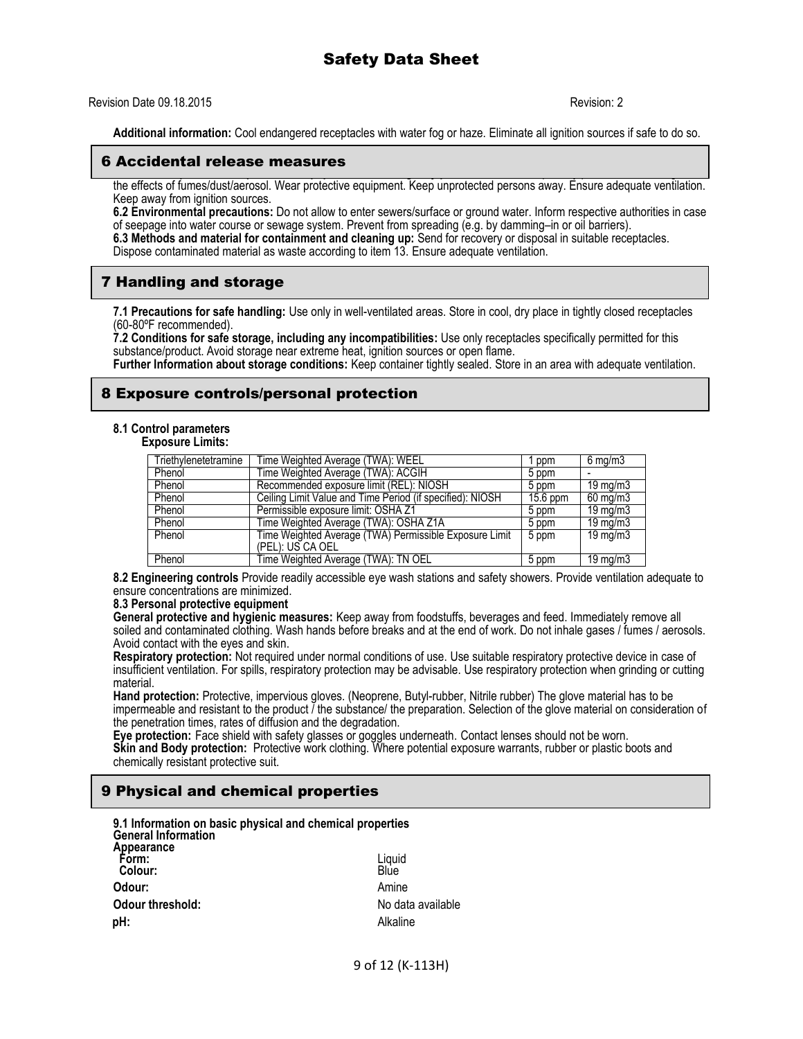**Additional information:** Cool endangered receptacles with water fog or haze. Eliminate all ignition sources if safe to do so.

## 6 Accidental release measures

the effects of fumes/dust/aerosol. Wear protective equipment. Keep unprotected persons away. Ensure adequate ventilation. Keep away from ignition sources.

**6.2 Environmental precautions:** Do not allow to enter sewers/surface or ground water. Inform respective authorities in case of seepage into water course or sewage system. Prevent from spreading (e.g. by damming–in or oil barriers).

**6.3 Methods and material for containment and cleaning up:** Send for recovery or disposal in suitable receptacles. Dispose contaminated material as waste according to item 13. Ensure adequate ventilation.

## 7 Handling and storage

**7.1 Precautions for safe handling:** Use only in well-ventilated areas. Store in cool, dry place in tightly closed receptacles (60-80ºF recommended).

**7.2 Conditions for safe storage, including any incompatibilities:** Use only receptacles specifically permitted for this substance/product. Avoid storage near extreme heat, ignition sources or open flame.

**Further Information about storage conditions:** Keep container tightly sealed. Store in an area with adequate ventilation.

## 8 Exposure controls/personal protection

**8.1 Control parameters**

**Exposure Limits:**

| | | | |
|---|---|---|---|
| Triethylenetetramine | Time Weighted Average (TWA): WEEL | 1 ppm | 6 mg/m3 |
| Phenol | Time Weighted Average (TWA): ACGIH | 5 ppm | - |
| Phenol | Recommended exposure limit (REL): NIOSH | 5 ppm | 19 mg/m3 |
| Phenol | Ceiling Limit Value and Time Period (if specified): NIOSH | 15.6 ppm | 60 mg/m3 |
| Phenol | Permissible exposure limit: OSHA Z1 | 5 ppm | 19 mg/m3 |
| Phenol | Time Weighted Average (TWA): OSHA Z1A | 5 ppm | 19 mg/m3 |
| Phenol | Time Weighted Average (TWA) Permissible Exposure Limit (PEL): US CA OEL | 5 ppm | 19 mg/m3 |
| Phenol | Time Weighted Average (TWA): TN OEL | 5 ppm | 19 mg/m3 |

**8.2 Engineering controls** Provide readily accessible eye wash stations and safety showers. Provide ventilation adequate to ensure concentrations are minimized.

**8.3 Personal protective equipment**

**General protective and hygienic measures:** Keep away from foodstuffs, beverages and feed. Immediately remove all soiled and contaminated clothing. Wash hands before breaks and at the end of work. Do not inhale gases / fumes / aerosols. Avoid contact with the eyes and skin.

**Respiratory protection:** Not required under normal conditions of use. Use suitable respiratory protective device in case of insufficient ventilation. For spills, respiratory protection may be advisable. Use respiratory protection when grinding or cutting material.

**Hand protection:** Protective, impervious gloves. (Neoprene, Butyl-rubber, Nitrile rubber) The glove material has to be impermeable and resistant to the product / the substance/ the preparation. Selection of the glove material on consideration of the penetration times, rates of diffusion and the degradation.

**Eye protection:** Face shield with safety glasses or goggles underneath. Contact lenses should not be worn.

**Skin and Body protection:** Protective work clothing. Where potential exposure warrants, rubber or plastic boots and chemically resistant protective suit.

## 9 Physical and chemical properties

**9.1 Information on basic physical and chemical properties**

**General Information**

**Appearance**

| | |
|---|---|
| **Form:** | Liquid |
| **Colour:** | Blue |
| **Odour:** | Amine |
| **Odour threshold:** | No data available |
| **pH:** | Alkaline |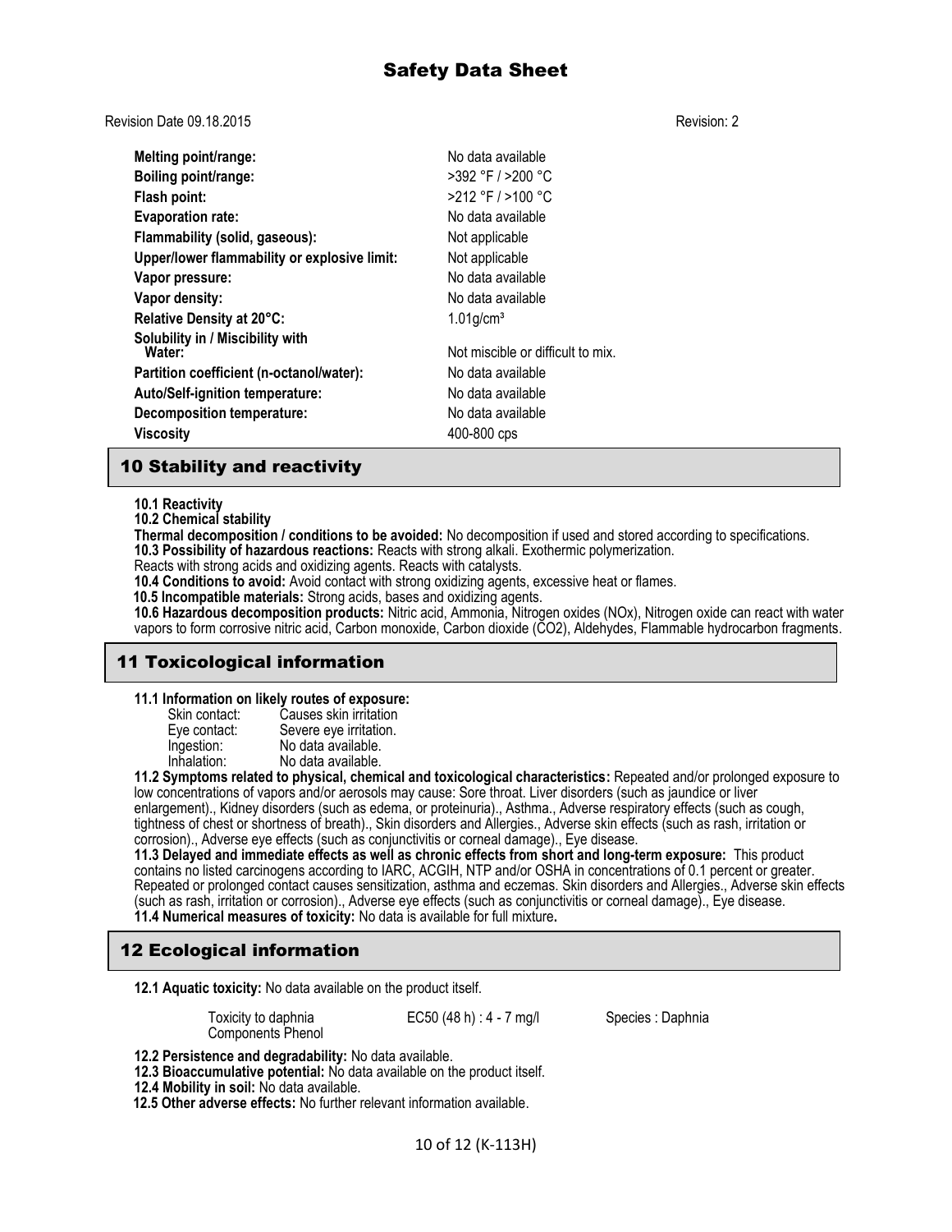| | |
|---|---|
| **Melting point/range:** | No data available |
| **Boiling point/range:** | >392 °F / >200 °C |
| **Flash point:** | >212 °F / >100 °C |
| **Evaporation rate:** | No data available |
| **Flammability (solid, gaseous):** | Not applicable |
| **Upper/lower flammability or explosive limit:** | Not applicable |
| **Vapor pressure:** | No data available |
| **Vapor density:** | No data available |
| **Relative Density at 20°C:** | 1.01g/cm³ |
| **Solubility in / Miscibility with Water:** | Not miscible or difficult to mix. |
| **Partition coefficient (n-octanol/water):** | No data available |
| **Auto/Self-ignition temperature:** | No data available |
| **Decomposition temperature:** | No data available |
| **Viscosity** | 400-800 cps |

## 10 Stability and reactivity

**10.1 Reactivity**

**10.2 Chemical stability**

**Thermal decomposition / conditions to be avoided:** No decomposition if used and stored according to specifications.

**10.3 Possibility of hazardous reactions:** Reacts with strong alkali. Exothermic polymerization.
Reacts with strong acids and oxidizing agents. Reacts with catalysts.

**10.4 Conditions to avoid:** Avoid contact with strong oxidizing agents, excessive heat or flames.

**10.5 Incompatible materials:** Strong acids, bases and oxidizing agents.

**10.6 Hazardous decomposition products:** Nitric acid, Ammonia, Nitrogen oxides (NOx), Nitrogen oxide can react with water vapors to form corrosive nitric acid, Carbon monoxide, Carbon dioxide ($CO_2$), Aldehydes, Flammable hydrocarbon fragments.

## 11 Toxicological information

**11.1 Information on likely routes of exposure:**

| | |
|---|---|
| Skin contact: | Causes skin irritation |
| Eye contact: | Severe eye irritation. |
| Ingestion: | No data available. |
| Inhalation: | No data available. |

**11.2 Symptoms related to physical, chemical and toxicological characteristics:** Repeated and/or prolonged exposure to low concentrations of vapors and/or aerosols may cause: Sore throat. Liver disorders (such as jaundice or liver enlargement)., Kidney disorders (such as edema, or proteinuria)., Asthma., Adverse respiratory effects (such as cough, tightness of chest or shortness of breath)., Skin disorders and Allergies., Adverse skin effects (such as rash, irritation or corrosion)., Adverse eye effects (such as conjunctivitis or corneal damage)., Eye disease.

**11.3 Delayed and immediate effects as well as chronic effects from short and long-term exposure:** This product contains no listed carcinogens according to IARC, ACGIH, NTP and/or OSHA in concentrations of 0.1 percent or greater. Repeated or prolonged contact causes sensitization, asthma and eczemas. Skin disorders and Allergies., Adverse skin effects (such as rash, irritation or corrosion)., Adverse eye effects (such as conjunctivitis or corneal damage)., Eye disease.

**11.4 Numerical measures of toxicity:** No data is available for full mixture**.**

## 12 Ecological information

**12.1 Aquatic toxicity:** No data available on the product itself.

| | | |
|---|---|---|
| Toxicity to daphnia Components Phenol | EC50 (48 h) : 4 - 7 mg/l | Species : Daphnia |

**12.2 Persistence and degradability:** No data available.

**12.3 Bioaccumulative potential:** No data available on the product itself.

**12.4 Mobility in soil:** No data available.

**12.5 Other adverse effects:** No further relevant information available.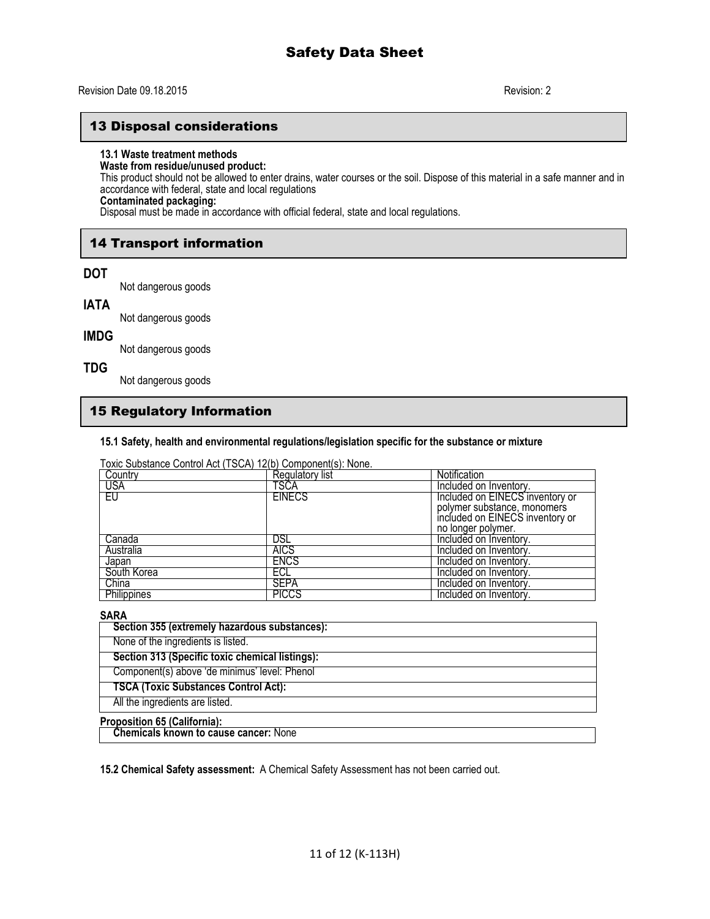## 13 Disposal considerations

**13.1 Waste treatment methods**

**Waste from residue/unused product:**

This product should not be allowed to enter drains, water courses or the soil. Dispose of this material in a safe manner and in accordance with federal, state and local regulations

**Contaminated packaging:**

Disposal must be made in accordance with official federal, state and local regulations.

## 14 Transport information

**DOT**

Not dangerous goods

**IATA**

Not dangerous goods

**IMDG**

Not dangerous goods

**TDG**

Not dangerous goods

## 15 Regulatory Information

**15.1 Safety, health and environmental regulations/legislation specific for the substance or mixture**

Toxic Substance Control Act (TSCA) 12(b) Component(s): None.

| Country | Regulatory list | Notification |
|---|---|---|
| USA | TSCA | Included on Inventory. |
| EU | EINECS | Included on EINECS inventory or polymer substance, monomers included on EINECS inventory or no longer polymer. |
| Canada | DSL | Included on Inventory. |
| Australia | AICS | Included on Inventory. |
| Japan | ENCS | Included on Inventory. |
| South Korea | ECL | Included on Inventory. |
| China | SEPA | Included on Inventory. |
| Philippines | PICCS | Included on Inventory. |

**SARA**

| |
|---|
| **Section 355 (extremely hazardous substances):** |
| None of the ingredients is listed. |
| **Section 313 (Specific toxic chemical listings):** |
| Component(s) above 'de minimus' level: Phenol |
| **TSCA (Toxic Substances Control Act):** |
| All the ingredients are listed. |

**Proposition 65 (California):**

**Chemicals known to cause cancer:** None

**15.2 Chemical Safety assessment:** A Chemical Safety Assessment has not been carried out.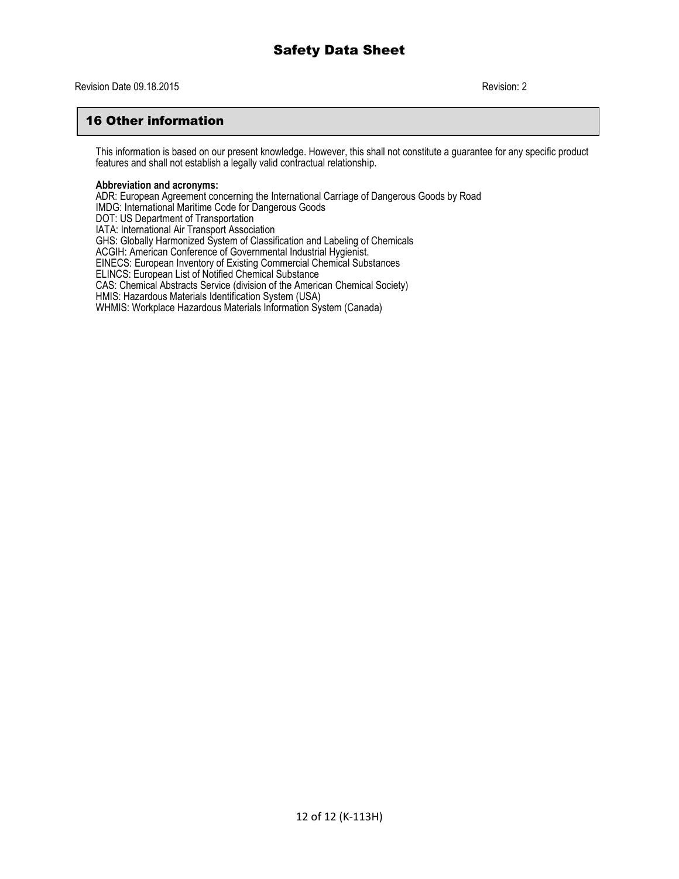## 16 Other information

This information is based on our present knowledge. However, this shall not constitute a guarantee for any specific product features and shall not establish a legally valid contractual relationship.

**Abbreviation and acronyms:**

ADR: European Agreement concerning the International Carriage of Dangerous Goods by Road
IMDG: International Maritime Code for Dangerous Goods
DOT: US Department of Transportation
IATA: International Air Transport Association
GHS: Globally Harmonized System of Classification and Labeling of Chemicals
ACGIH: American Conference of Governmental Industrial Hygienist.
EINECS: European Inventory of Existing Commercial Chemical Substances
ELINCS: European List of Notified Chemical Substance
CAS: Chemical Abstracts Service (division of the American Chemical Society)
HMIS: Hazardous Materials Identification System (USA)
WHMIS: Workplace Hazardous Materials Information System (Canada)